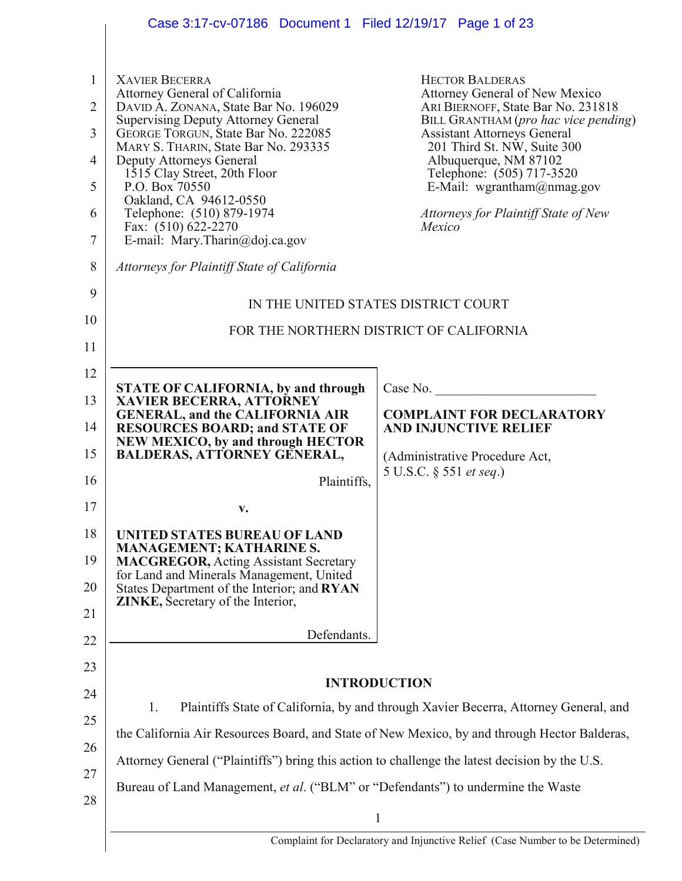XAVIER BECERRA
Attorney General of California
DAVID A. ZONANA, State Bar No. 196029
Supervising Deputy Attorney General
GEORGE TORGUN, State Bar No. 222085
MARY S. THARIN, State Bar No. 293335
Deputy Attorneys General
1515 Clay Street, 20th Floor
P.O. Box 70550
Oakland, CA 94612-0550
Telephone: (510) 879-1974
Fax: (510) 622-2270
E-mail: Mary.Tharin@doj.ca.gov

*Attorneys for Plaintiff State of California*

HECTOR BALDERAS
Attorney General of New Mexico
ARI BIERNOFF, State Bar No. 231818
BILL GRANTHAM (*pro hac vice pending*)
Assistant Attorneys General
201 Third St. NW, Suite 300
Albuquerque, NM 87102
Telephone: (505) 717-3520
E-Mail: wgrantham@nmag.gov

*Attorneys for Plaintiff State of New Mexico*

IN THE UNITED STATES DISTRICT COURT

FOR THE NORTHERN DISTRICT OF CALIFORNIA

**STATE OF CALIFORNIA, by and through XAVIER BECERRA, ATTORNEY GENERAL, and the CALIFORNIA AIR RESOURCES BOARD; and STATE OF NEW MEXICO, by and through HECTOR BALDERAS, ATTORNEY GENERAL,**

Plaintiffs,

**v.**

**UNITED STATES BUREAU OF LAND MANAGEMENT; KATHARINE S. MACGREGOR,** Acting Assistant Secretary for Land and Minerals Management, United States Department of the Interior; and **RYAN ZINKE,** Secretary of the Interior,

Defendants.

Case No. ________________________

**COMPLAINT FOR DECLARATORY AND INJUNCTIVE RELIEF**

(Administrative Procedure Act, 5 U.S.C. § 551 *et seq.*)

## INTRODUCTION

1. Plaintiffs State of California, by and through Xavier Becerra, Attorney General, and the California Air Resources Board, and State of New Mexico, by and through Hector Balderas, Attorney General ("Plaintiffs") bring this action to challenge the latest decision by the U.S. Bureau of Land Management, *et al*. ("BLM" or "Defendants") to undermine the Waste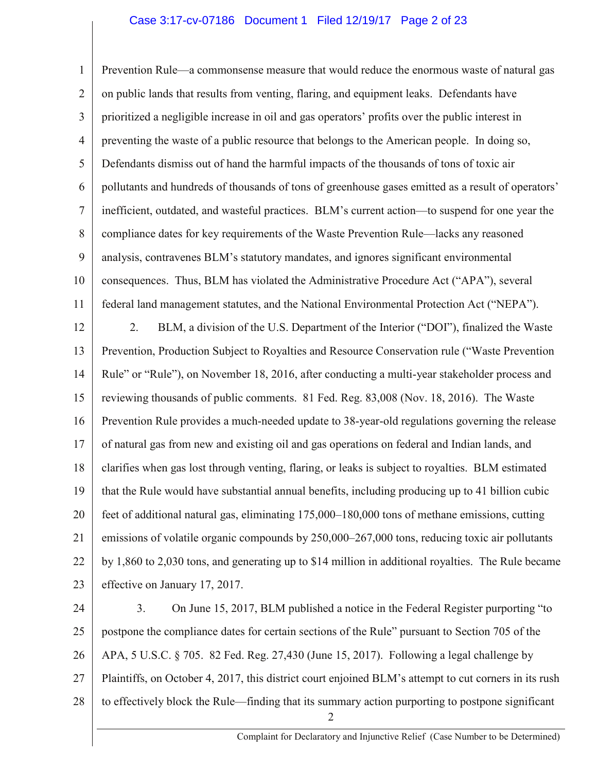Prevention Rule—a commonsense measure that would reduce the enormous waste of natural gas on public lands that results from venting, flaring, and equipment leaks. Defendants have prioritized a negligible increase in oil and gas operators' profits over the public interest in preventing the waste of a public resource that belongs to the American people. In doing so, Defendants dismiss out of hand the harmful impacts of the thousands of tons of toxic air pollutants and hundreds of thousands of tons of greenhouse gases emitted as a result of operators' inefficient, outdated, and wasteful practices. BLM's current action—to suspend for one year the compliance dates for key requirements of the Waste Prevention Rule—lacks any reasoned analysis, contravenes BLM's statutory mandates, and ignores significant environmental consequences. Thus, BLM has violated the Administrative Procedure Act ("APA"), several federal land management statutes, and the National Environmental Protection Act ("NEPA").

2. BLM, a division of the U.S. Department of the Interior ("DOI"), finalized the Waste Prevention, Production Subject to Royalties and Resource Conservation rule ("Waste Prevention Rule" or "Rule"), on November 18, 2016, after conducting a multi-year stakeholder process and reviewing thousands of public comments. 81 Fed. Reg. 83,008 (Nov. 18, 2016). The Waste Prevention Rule provides a much-needed update to 38-year-old regulations governing the release of natural gas from new and existing oil and gas operations on federal and Indian lands, and clarifies when gas lost through venting, flaring, or leaks is subject to royalties. BLM estimated that the Rule would have substantial annual benefits, including producing up to 41 billion cubic feet of additional natural gas, eliminating 175,000–180,000 tons of methane emissions, cutting emissions of volatile organic compounds by 250,000–267,000 tons, reducing toxic air pollutants by 1,860 to 2,030 tons, and generating up to $14 million in additional royalties. The Rule became effective on January 17, 2017.

3. On June 15, 2017, BLM published a notice in the Federal Register purporting "to postpone the compliance dates for certain sections of the Rule" pursuant to Section 705 of the APA, 5 U.S.C. § 705. 82 Fed. Reg. 27,430 (June 15, 2017). Following a legal challenge by Plaintiffs, on October 4, 2017, this district court enjoined BLM's attempt to cut corners in its rush to effectively block the Rule—finding that its summary action purporting to postpone significant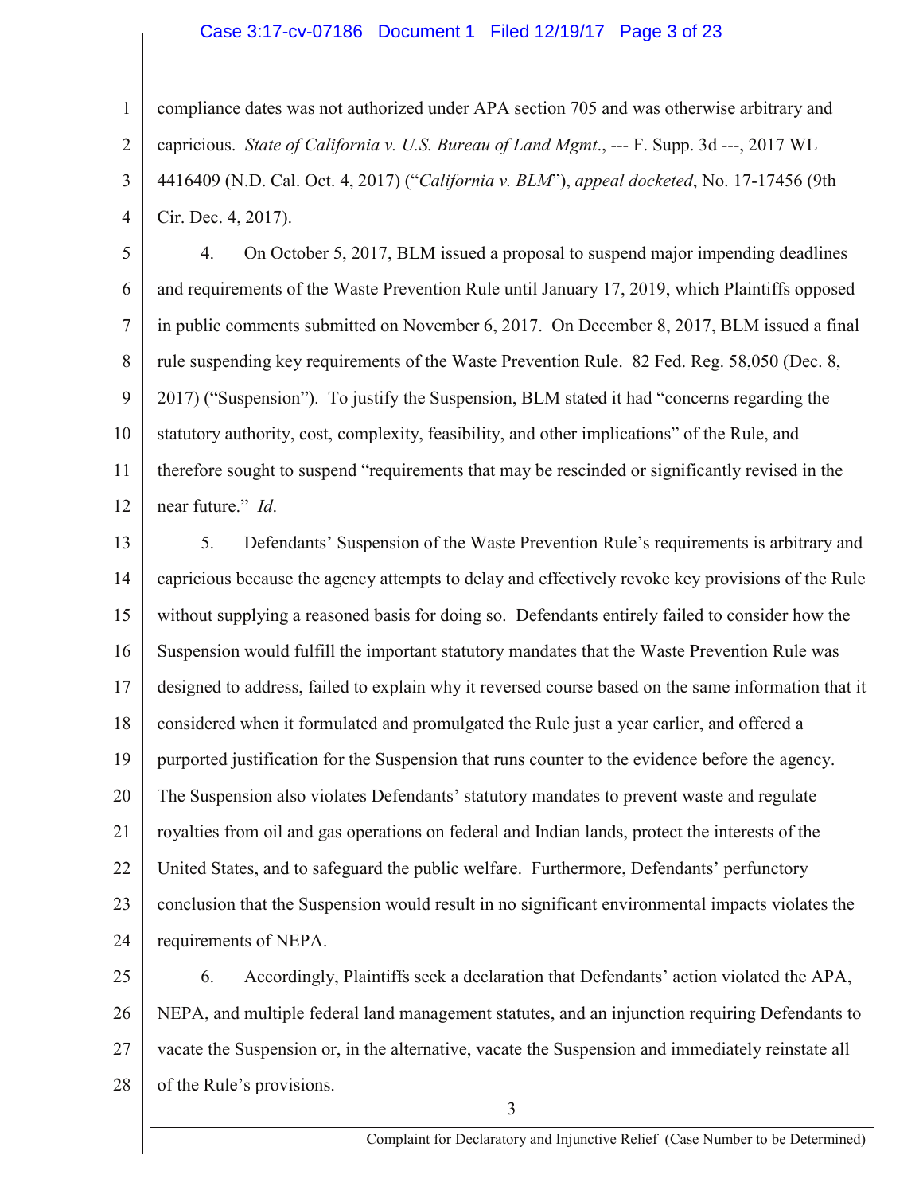compliance dates was not authorized under APA section 705 and was otherwise arbitrary and capricious. *State of California v. U.S. Bureau of Land Mgmt*., --- F. Supp. 3d ---, 2017 WL 4416409 (N.D. Cal. Oct. 4, 2017) ("*California v. BLM*"), *appeal docketed*, No. 17-17456 (9th Cir. Dec. 4, 2017).

4. On October 5, 2017, BLM issued a proposal to suspend major impending deadlines and requirements of the Waste Prevention Rule until January 17, 2019, which Plaintiffs opposed in public comments submitted on November 6, 2017. On December 8, 2017, BLM issued a final rule suspending key requirements of the Waste Prevention Rule. 82 Fed. Reg. 58,050 (Dec. 8, 2017) ("Suspension"). To justify the Suspension, BLM stated it had "concerns regarding the statutory authority, cost, complexity, feasibility, and other implications" of the Rule, and therefore sought to suspend "requirements that may be rescinded or significantly revised in the near future." *Id*.

5. Defendants' Suspension of the Waste Prevention Rule's requirements is arbitrary and capricious because the agency attempts to delay and effectively revoke key provisions of the Rule without supplying a reasoned basis for doing so. Defendants entirely failed to consider how the Suspension would fulfill the important statutory mandates that the Waste Prevention Rule was designed to address, failed to explain why it reversed course based on the same information that it considered when it formulated and promulgated the Rule just a year earlier, and offered a purported justification for the Suspension that runs counter to the evidence before the agency. The Suspension also violates Defendants' statutory mandates to prevent waste and regulate royalties from oil and gas operations on federal and Indian lands, protect the interests of the United States, and to safeguard the public welfare. Furthermore, Defendants' perfunctory conclusion that the Suspension would result in no significant environmental impacts violates the requirements of NEPA.

6. Accordingly, Plaintiffs seek a declaration that Defendants' action violated the APA, NEPA, and multiple federal land management statutes, and an injunction requiring Defendants to vacate the Suspension or, in the alternative, vacate the Suspension and immediately reinstate all of the Rule's provisions.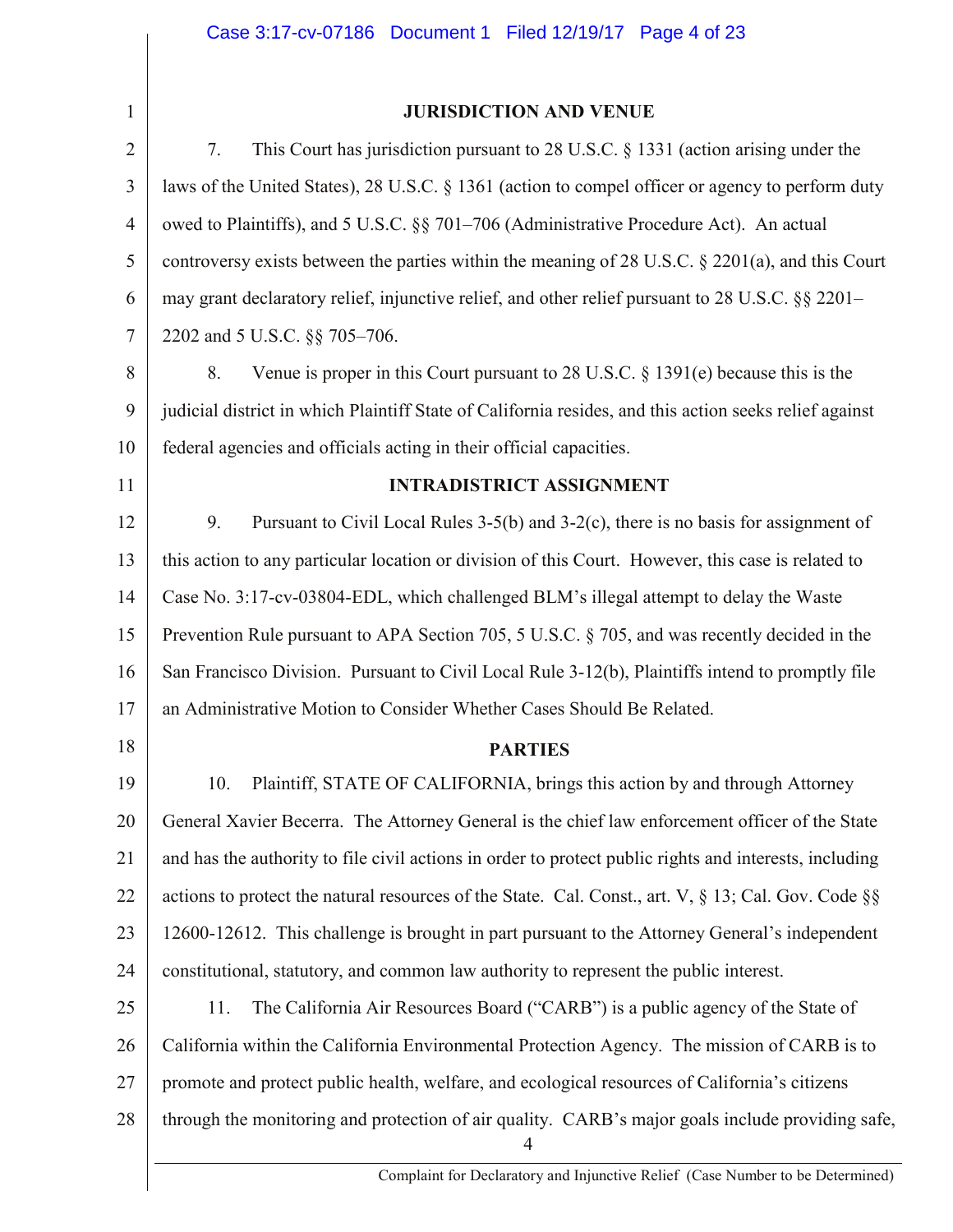## JURISDICTION AND VENUE

7. This Court has jurisdiction pursuant to 28 U.S.C. § 1331 (action arising under the laws of the United States), 28 U.S.C. § 1361 (action to compel officer or agency to perform duty owed to Plaintiffs), and 5 U.S.C. §§ 701–706 (Administrative Procedure Act). An actual controversy exists between the parties within the meaning of 28 U.S.C. § 2201(a), and this Court may grant declaratory relief, injunctive relief, and other relief pursuant to 28 U.S.C. §§ 2201–2202 and 5 U.S.C. §§ 705–706.

8. Venue is proper in this Court pursuant to 28 U.S.C. § 1391(e) because this is the judicial district in which Plaintiff State of California resides, and this action seeks relief against federal agencies and officials acting in their official capacities.

## INTRADISTRICT ASSIGNMENT

9. Pursuant to Civil Local Rules 3-5(b) and 3-2(c), there is no basis for assignment of this action to any particular location or division of this Court. However, this case is related to Case No. 3:17-cv-03804-EDL, which challenged BLM's illegal attempt to delay the Waste Prevention Rule pursuant to APA Section 705, 5 U.S.C. § 705, and was recently decided in the San Francisco Division. Pursuant to Civil Local Rule 3-12(b), Plaintiffs intend to promptly file an Administrative Motion to Consider Whether Cases Should Be Related.

## PARTIES

10. Plaintiff, STATE OF CALIFORNIA, brings this action by and through Attorney General Xavier Becerra. The Attorney General is the chief law enforcement officer of the State and has the authority to file civil actions in order to protect public rights and interests, including actions to protect the natural resources of the State. Cal. Const., art. V, § 13; Cal. Gov. Code §§ 12600-12612. This challenge is brought in part pursuant to the Attorney General's independent constitutional, statutory, and common law authority to represent the public interest.

11. The California Air Resources Board ("CARB") is a public agency of the State of California within the California Environmental Protection Agency. The mission of CARB is to promote and protect public health, welfare, and ecological resources of California's citizens through the monitoring and protection of air quality. CARB's major goals include providing safe,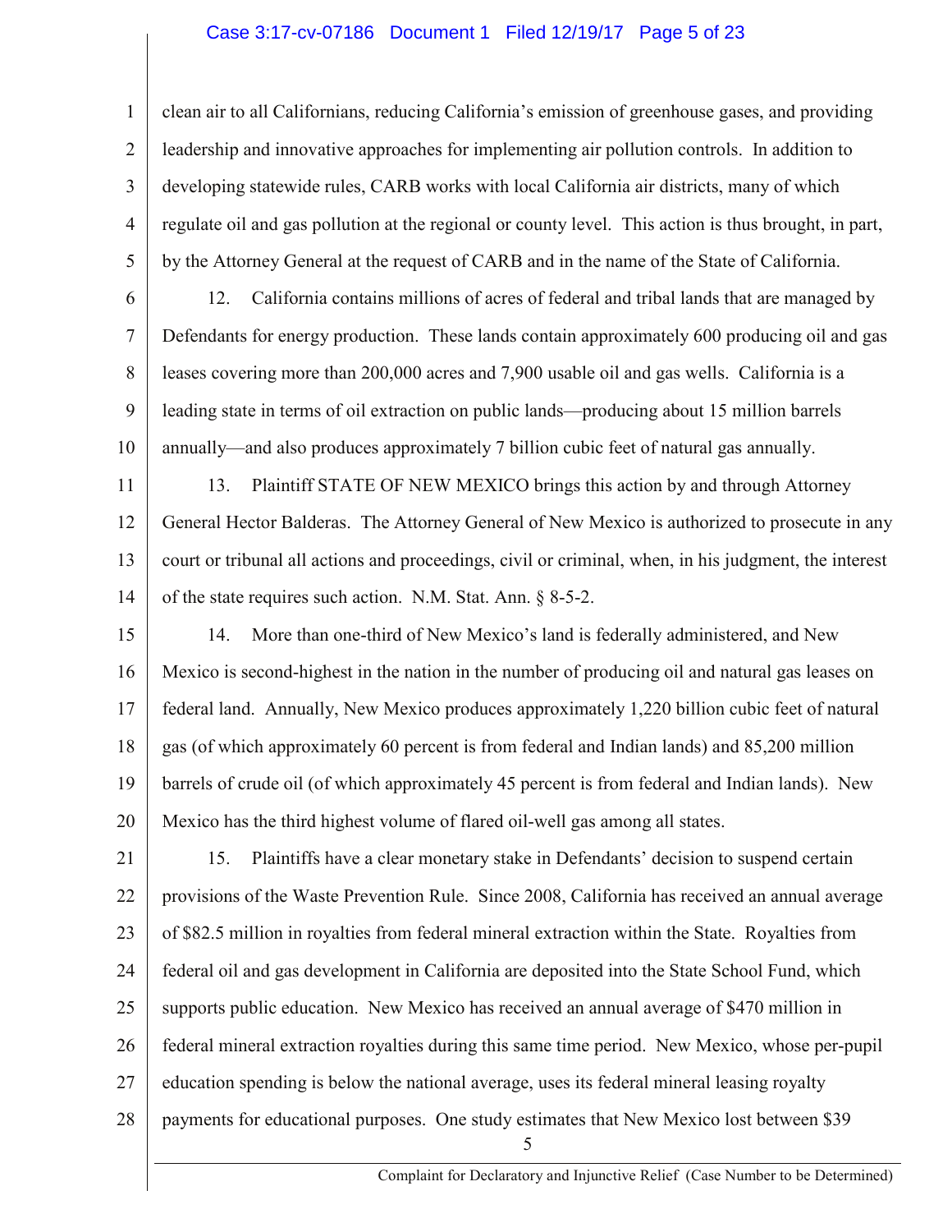clean air to all Californians, reducing California's emission of greenhouse gases, and providing leadership and innovative approaches for implementing air pollution controls. In addition to developing statewide rules, CARB works with local California air districts, many of which regulate oil and gas pollution at the regional or county level. This action is thus brought, in part, by the Attorney General at the request of CARB and in the name of the State of California.

12. California contains millions of acres of federal and tribal lands that are managed by Defendants for energy production. These lands contain approximately 600 producing oil and gas leases covering more than 200,000 acres and 7,900 usable oil and gas wells. California is a leading state in terms of oil extraction on public lands—producing about 15 million barrels annually—and also produces approximately 7 billion cubic feet of natural gas annually.

13. Plaintiff STATE OF NEW MEXICO brings this action by and through Attorney General Hector Balderas. The Attorney General of New Mexico is authorized to prosecute in any court or tribunal all actions and proceedings, civil or criminal, when, in his judgment, the interest of the state requires such action. N.M. Stat. Ann. § 8-5-2.

14. More than one-third of New Mexico's land is federally administered, and New Mexico is second-highest in the nation in the number of producing oil and natural gas leases on federal land. Annually, New Mexico produces approximately 1,220 billion cubic feet of natural gas (of which approximately 60 percent is from federal and Indian lands) and 85,200 million barrels of crude oil (of which approximately 45 percent is from federal and Indian lands). New Mexico has the third highest volume of flared oil-well gas among all states.

15. Plaintiffs have a clear monetary stake in Defendants' decision to suspend certain provisions of the Waste Prevention Rule. Since 2008, California has received an annual average of $82.5 million in royalties from federal mineral extraction within the State. Royalties from federal oil and gas development in California are deposited into the State School Fund, which supports public education. New Mexico has received an annual average of $470 million in federal mineral extraction royalties during this same time period. New Mexico, whose per-pupil education spending is below the national average, uses its federal mineral leasing royalty payments for educational purposes. One study estimates that New Mexico lost between $39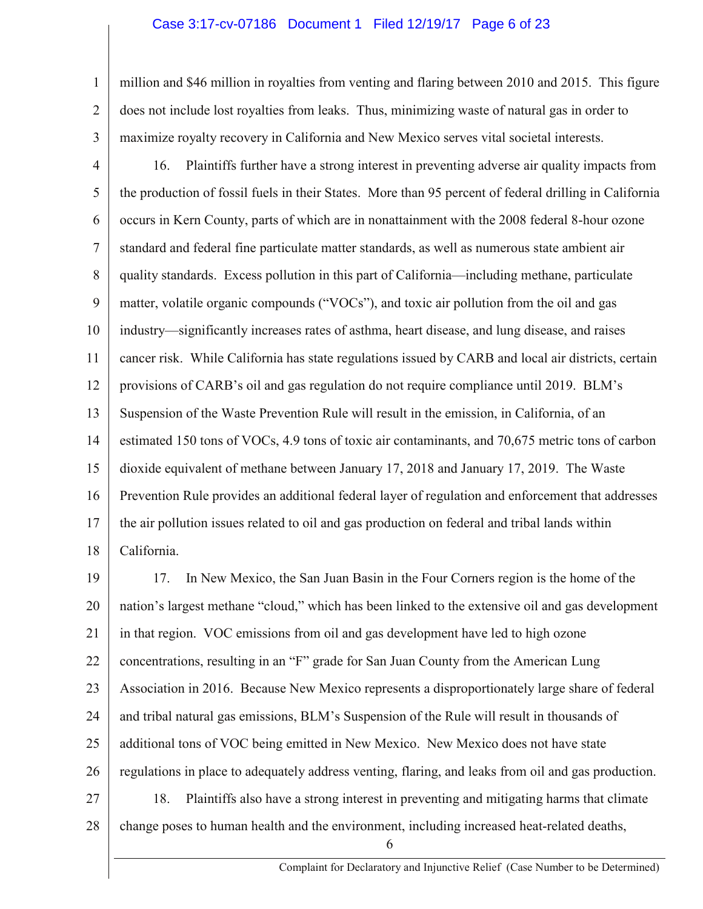million and $46 million in royalties from venting and flaring between 2010 and 2015. This figure does not include lost royalties from leaks. Thus, minimizing waste of natural gas in order to maximize royalty recovery in California and New Mexico serves vital societal interests.

16. Plaintiffs further have a strong interest in preventing adverse air quality impacts from the production of fossil fuels in their States. More than 95 percent of federal drilling in California occurs in Kern County, parts of which are in nonattainment with the 2008 federal 8-hour ozone standard and federal fine particulate matter standards, as well as numerous state ambient air quality standards. Excess pollution in this part of California—including methane, particulate matter, volatile organic compounds ("VOCs"), and toxic air pollution from the oil and gas industry—significantly increases rates of asthma, heart disease, and lung disease, and raises cancer risk. While California has state regulations issued by CARB and local air districts, certain provisions of CARB's oil and gas regulation do not require compliance until 2019. BLM's Suspension of the Waste Prevention Rule will result in the emission, in California, of an estimated 150 tons of VOCs, 4.9 tons of toxic air contaminants, and 70,675 metric tons of carbon dioxide equivalent of methane between January 17, 2018 and January 17, 2019. The Waste Prevention Rule provides an additional federal layer of regulation and enforcement that addresses the air pollution issues related to oil and gas production on federal and tribal lands within California.

17. In New Mexico, the San Juan Basin in the Four Corners region is the home of the nation's largest methane "cloud," which has been linked to the extensive oil and gas development in that region. VOC emissions from oil and gas development have led to high ozone concentrations, resulting in an "F" grade for San Juan County from the American Lung Association in 2016. Because New Mexico represents a disproportionately large share of federal and tribal natural gas emissions, BLM's Suspension of the Rule will result in thousands of additional tons of VOC being emitted in New Mexico. New Mexico does not have state regulations in place to adequately address venting, flaring, and leaks from oil and gas production.

18. Plaintiffs also have a strong interest in preventing and mitigating harms that climate change poses to human health and the environment, including increased heat-related deaths,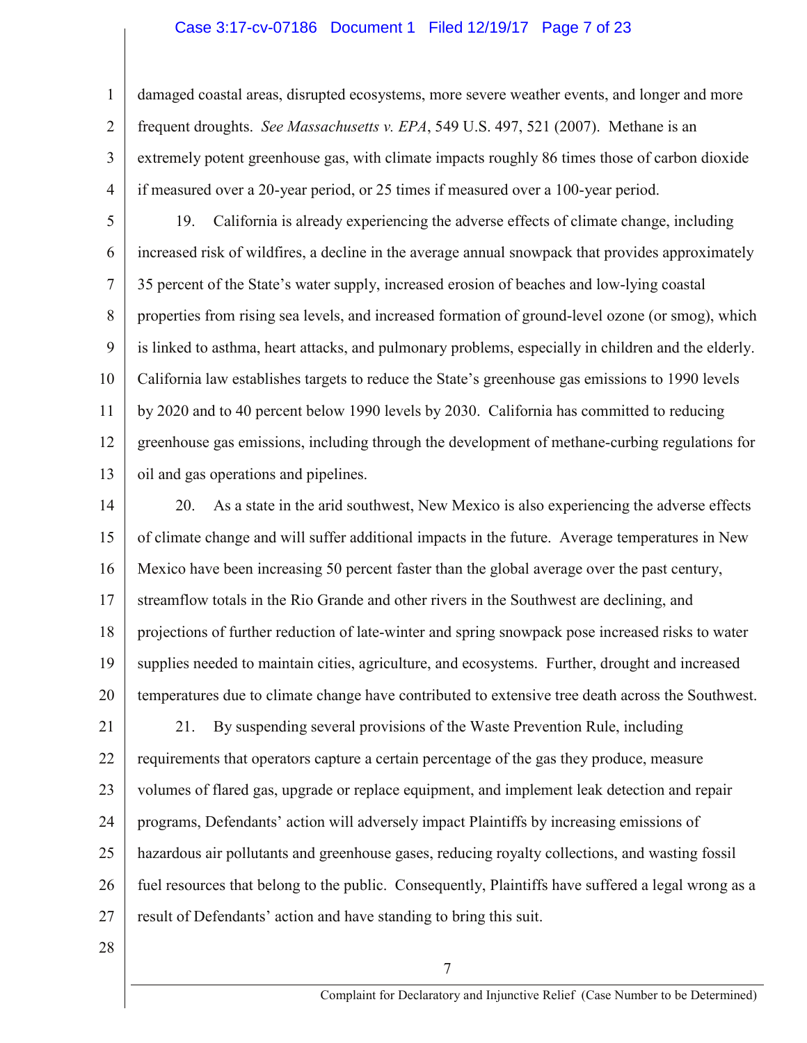damaged coastal areas, disrupted ecosystems, more severe weather events, and longer and more frequent droughts. *See Massachusetts v. EPA*, 549 U.S. 497, 521 (2007). Methane is an extremely potent greenhouse gas, with climate impacts roughly 86 times those of carbon dioxide if measured over a 20-year period, or 25 times if measured over a 100-year period.

19. California is already experiencing the adverse effects of climate change, including increased risk of wildfires, a decline in the average annual snowpack that provides approximately 35 percent of the State's water supply, increased erosion of beaches and low-lying coastal properties from rising sea levels, and increased formation of ground-level ozone (or smog), which is linked to asthma, heart attacks, and pulmonary problems, especially in children and the elderly. California law establishes targets to reduce the State's greenhouse gas emissions to 1990 levels by 2020 and to 40 percent below 1990 levels by 2030. California has committed to reducing greenhouse gas emissions, including through the development of methane-curbing regulations for oil and gas operations and pipelines.

20. As a state in the arid southwest, New Mexico is also experiencing the adverse effects of climate change and will suffer additional impacts in the future. Average temperatures in New Mexico have been increasing 50 percent faster than the global average over the past century, streamflow totals in the Rio Grande and other rivers in the Southwest are declining, and projections of further reduction of late-winter and spring snowpack pose increased risks to water supplies needed to maintain cities, agriculture, and ecosystems. Further, drought and increased temperatures due to climate change have contributed to extensive tree death across the Southwest.

21. By suspending several provisions of the Waste Prevention Rule, including requirements that operators capture a certain percentage of the gas they produce, measure volumes of flared gas, upgrade or replace equipment, and implement leak detection and repair programs, Defendants' action will adversely impact Plaintiffs by increasing emissions of hazardous air pollutants and greenhouse gases, reducing royalty collections, and wasting fossil fuel resources that belong to the public. Consequently, Plaintiffs have suffered a legal wrong as a result of Defendants' action and have standing to bring this suit.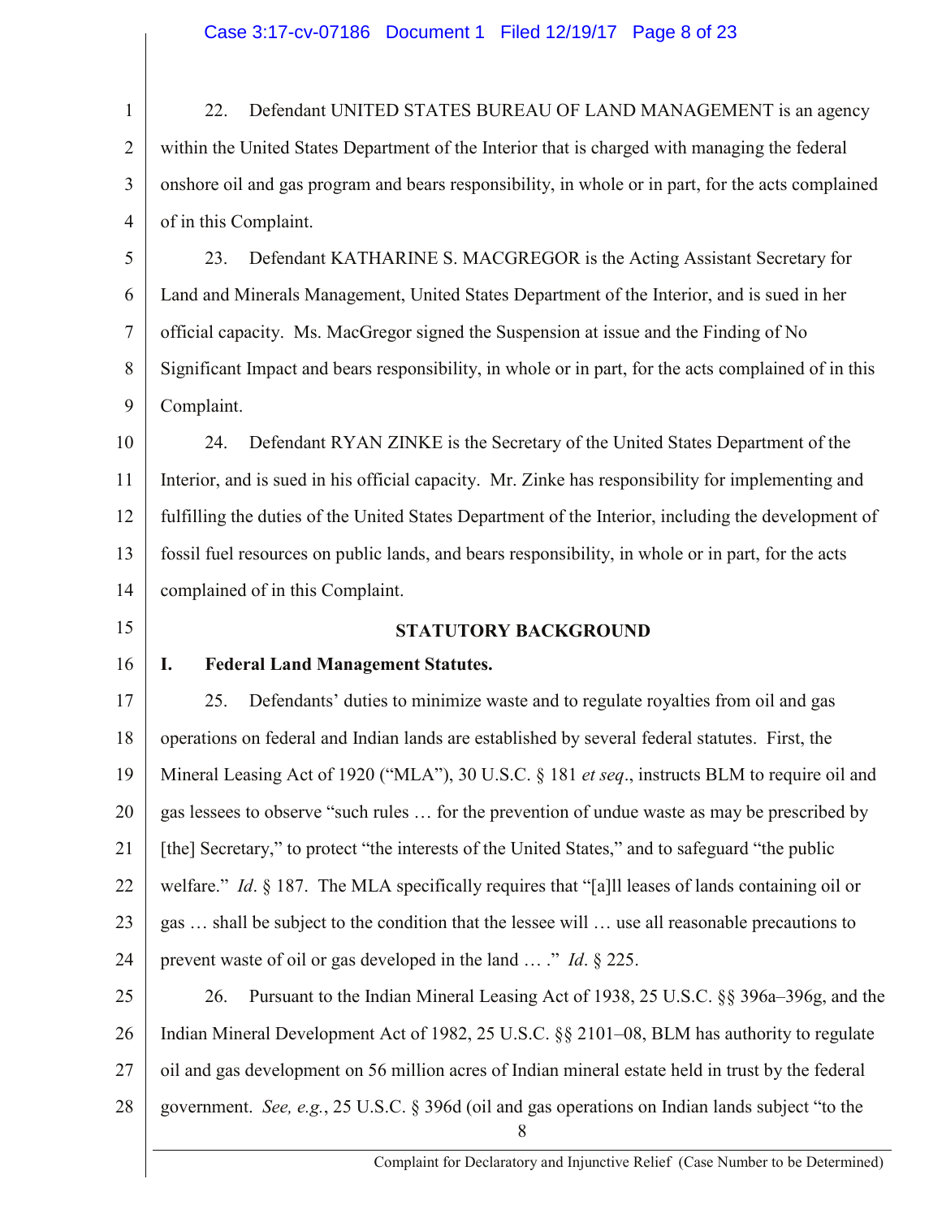22. Defendant UNITED STATES BUREAU OF LAND MANAGEMENT is an agency within the United States Department of the Interior that is charged with managing the federal onshore oil and gas program and bears responsibility, in whole or in part, for the acts complained of in this Complaint.

23. Defendant KATHARINE S. MACGREGOR is the Acting Assistant Secretary for Land and Minerals Management, United States Department of the Interior, and is sued in her official capacity. Ms. MacGregor signed the Suspension at issue and the Finding of No Significant Impact and bears responsibility, in whole or in part, for the acts complained of in this Complaint.

24. Defendant RYAN ZINKE is the Secretary of the United States Department of the Interior, and is sued in his official capacity. Mr. Zinke has responsibility for implementing and fulfilling the duties of the United States Department of the Interior, including the development of fossil fuel resources on public lands, and bears responsibility, in whole or in part, for the acts complained of in this Complaint.

## STATUTORY BACKGROUND

### I. Federal Land Management Statutes.

25. Defendants' duties to minimize waste and to regulate royalties from oil and gas operations on federal and Indian lands are established by several federal statutes. First, the Mineral Leasing Act of 1920 ("MLA"), 30 U.S.C. § 181 *et seq*., instructs BLM to require oil and gas lessees to observe "such rules … for the prevention of undue waste as may be prescribed by [the] Secretary," to protect "the interests of the United States," and to safeguard "the public welfare." *Id*. § 187. The MLA specifically requires that "[a]ll leases of lands containing oil or gas … shall be subject to the condition that the lessee will … use all reasonable precautions to prevent waste of oil or gas developed in the land … ." *Id*. § 225.

26. Pursuant to the Indian Mineral Leasing Act of 1938, 25 U.S.C. §§ 396a–396g, and the Indian Mineral Development Act of 1982, 25 U.S.C. §§ 2101–08, BLM has authority to regulate oil and gas development on 56 million acres of Indian mineral estate held in trust by the federal government. *See, e.g.*, 25 U.S.C. § 396d (oil and gas operations on Indian lands subject "to the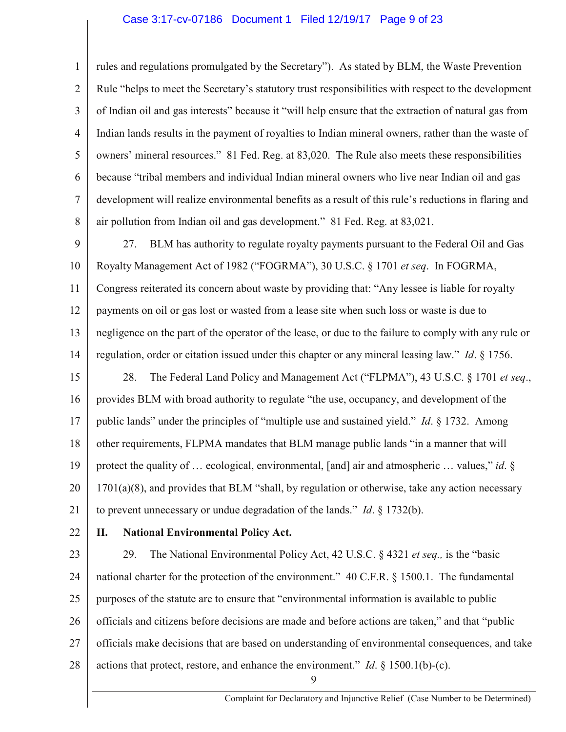rules and regulations promulgated by the Secretary"). As stated by BLM, the Waste Prevention Rule "helps to meet the Secretary's statutory trust responsibilities with respect to the development of Indian oil and gas interests" because it "will help ensure that the extraction of natural gas from Indian lands results in the payment of royalties to Indian mineral owners, rather than the waste of owners' mineral resources." 81 Fed. Reg. at 83,020. The Rule also meets these responsibilities because "tribal members and individual Indian mineral owners who live near Indian oil and gas development will realize environmental benefits as a result of this rule's reductions in flaring and air pollution from Indian oil and gas development." 81 Fed. Reg. at 83,021.

27. BLM has authority to regulate royalty payments pursuant to the Federal Oil and Gas Royalty Management Act of 1982 ("FOGRMA"), 30 U.S.C. § 1701 *et seq*. In FOGRMA, Congress reiterated its concern about waste by providing that: "Any lessee is liable for royalty payments on oil or gas lost or wasted from a lease site when such loss or waste is due to negligence on the part of the operator of the lease, or due to the failure to comply with any rule or regulation, order or citation issued under this chapter or any mineral leasing law." *Id*. § 1756.

28. The Federal Land Policy and Management Act ("FLPMA"), 43 U.S.C. § 1701 *et seq*., provides BLM with broad authority to regulate "the use, occupancy, and development of the public lands" under the principles of "multiple use and sustained yield." *Id*. § 1732. Among other requirements, FLPMA mandates that BLM manage public lands "in a manner that will protect the quality of … ecological, environmental, [and] air and atmospheric … values," *id*. § 1701(a)(8), and provides that BLM "shall, by regulation or otherwise, take any action necessary to prevent unnecessary or undue degradation of the lands." *Id*. § 1732(b).

## II. National Environmental Policy Act.

29. The National Environmental Policy Act, 42 U.S.C. § 4321 *et seq.,* is the "basic national charter for the protection of the environment." 40 C.F.R. § 1500.1. The fundamental purposes of the statute are to ensure that "environmental information is available to public officials and citizens before decisions are made and before actions are taken," and that "public officials make decisions that are based on understanding of environmental consequences, and take actions that protect, restore, and enhance the environment." *Id*. § 1500.1(b)-(c).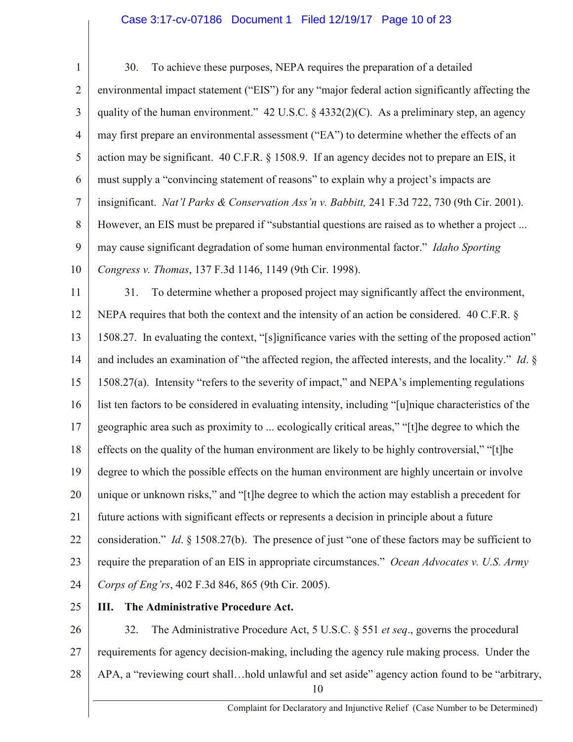30. To achieve these purposes, NEPA requires the preparation of a detailed environmental impact statement ("EIS") for any "major federal action significantly affecting the quality of the human environment." 42 U.S.C. § 4332(2)(C). As a preliminary step, an agency may first prepare an environmental assessment ("EA") to determine whether the effects of an action may be significant. 40 C.F.R. § 1508.9. If an agency decides not to prepare an EIS, it must supply a "convincing statement of reasons" to explain why a project's impacts are insignificant. *Nat'l Parks & Conservation Ass'n v. Babbitt,* 241 F.3d 722, 730 (9th Cir. 2001). However, an EIS must be prepared if "substantial questions are raised as to whether a project ... may cause significant degradation of some human environmental factor." *Idaho Sporting Congress v. Thomas*, 137 F.3d 1146, 1149 (9th Cir. 1998).

31. To determine whether a proposed project may significantly affect the environment, NEPA requires that both the context and the intensity of an action be considered. 40 C.F.R. § 1508.27. In evaluating the context, "[s]ignificance varies with the setting of the proposed action" and includes an examination of "the affected region, the affected interests, and the locality." *Id*. § 1508.27(a). Intensity "refers to the severity of impact," and NEPA's implementing regulations list ten factors to be considered in evaluating intensity, including "[u]nique characteristics of the geographic area such as proximity to ... ecologically critical areas," "[t]he degree to which the effects on the quality of the human environment are likely to be highly controversial," "[t]he degree to which the possible effects on the human environment are highly uncertain or involve unique or unknown risks," and "[t]he degree to which the action may establish a precedent for future actions with significant effects or represents a decision in principle about a future consideration." *Id*. § 1508.27(b). The presence of just "one of these factors may be sufficient to require the preparation of an EIS in appropriate circumstances." *Ocean Advocates v. U.S. Army Corps of Eng'rs*, 402 F.3d 846, 865 (9th Cir. 2005).

## III. The Administrative Procedure Act.

32. The Administrative Procedure Act, 5 U.S.C. § 551 *et seq*., governs the procedural requirements for agency decision-making, including the agency rule making process. Under the APA, a "reviewing court shall…hold unlawful and set aside" agency action found to be "arbitrary,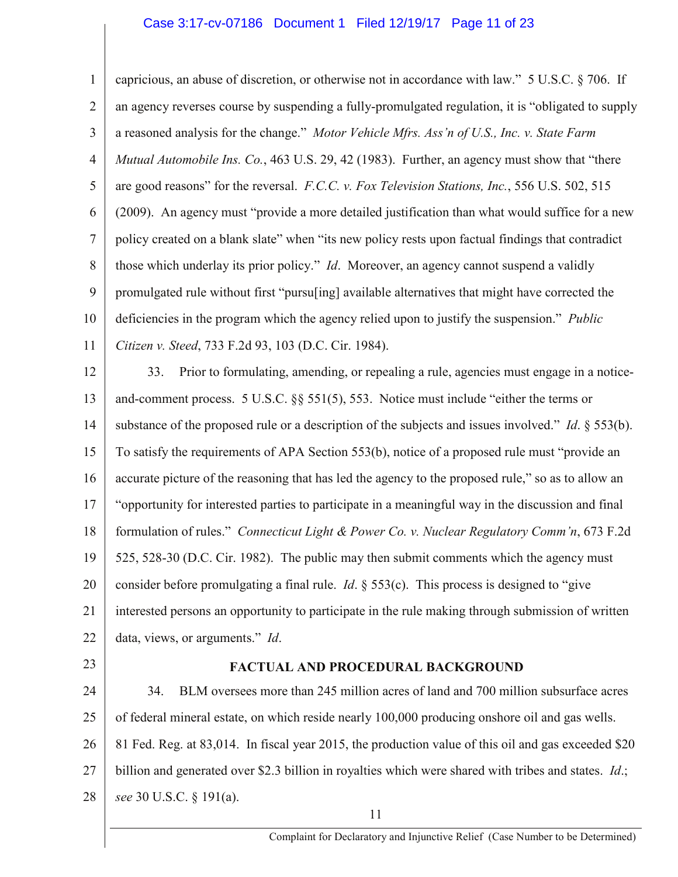capricious, an abuse of discretion, or otherwise not in accordance with law." 5 U.S.C. § 706. If an agency reverses course by suspending a fully-promulgated regulation, it is "obligated to supply a reasoned analysis for the change." *Motor Vehicle Mfrs. Ass'n of U.S., Inc. v. State Farm Mutual Automobile Ins. Co.*, 463 U.S. 29, 42 (1983). Further, an agency must show that "there are good reasons" for the reversal. *F.C.C. v. Fox Television Stations, Inc.*, 556 U.S. 502, 515 (2009). An agency must "provide a more detailed justification than what would suffice for a new policy created on a blank slate" when "its new policy rests upon factual findings that contradict those which underlay its prior policy." *Id*. Moreover, an agency cannot suspend a validly promulgated rule without first "pursu[ing] available alternatives that might have corrected the deficiencies in the program which the agency relied upon to justify the suspension." *Public Citizen v. Steed*, 733 F.2d 93, 103 (D.C. Cir. 1984).

33. Prior to formulating, amending, or repealing a rule, agencies must engage in a notice-and-comment process. 5 U.S.C. §§ 551(5), 553. Notice must include "either the terms or substance of the proposed rule or a description of the subjects and issues involved." *Id*. § 553(b). To satisfy the requirements of APA Section 553(b), notice of a proposed rule must "provide an accurate picture of the reasoning that has led the agency to the proposed rule," so as to allow an "opportunity for interested parties to participate in a meaningful way in the discussion and final formulation of rules." *Connecticut Light & Power Co. v. Nuclear Regulatory Comm'n*, 673 F.2d 525, 528-30 (D.C. Cir. 1982). The public may then submit comments which the agency must consider before promulgating a final rule. *Id*. § 553(c). This process is designed to "give interested persons an opportunity to participate in the rule making through submission of written data, views, or arguments." *Id*.

**FACTUAL AND PROCEDURAL BACKGROUND**

34. BLM oversees more than 245 million acres of land and 700 million subsurface acres of federal mineral estate, on which reside nearly 100,000 producing onshore oil and gas wells. 81 Fed. Reg. at 83,014. In fiscal year 2015, the production value of this oil and gas exceeded $20 billion and generated over $2.3 billion in royalties which were shared with tribes and states. *Id*.; *see* 30 U.S.C. § 191(a).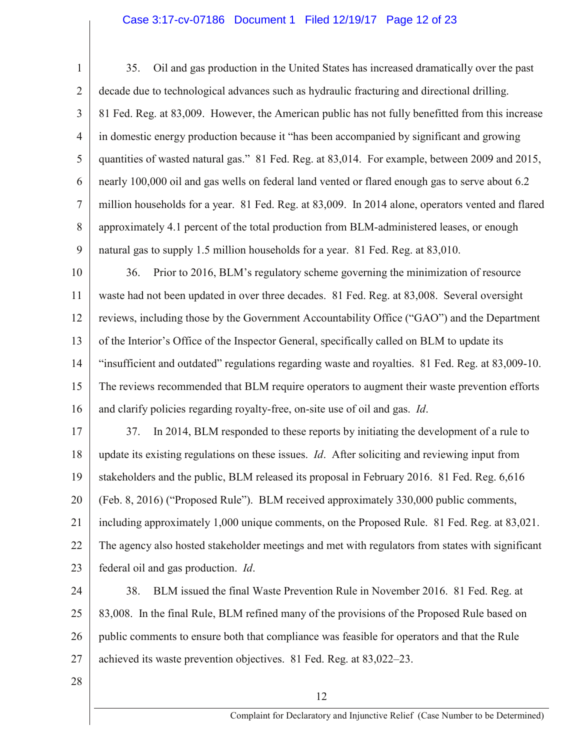35. Oil and gas production in the United States has increased dramatically over the past decade due to technological advances such as hydraulic fracturing and directional drilling. 81 Fed. Reg. at 83,009. However, the American public has not fully benefitted from this increase in domestic energy production because it "has been accompanied by significant and growing quantities of wasted natural gas." 81 Fed. Reg. at 83,014. For example, between 2009 and 2015, nearly 100,000 oil and gas wells on federal land vented or flared enough gas to serve about 6.2 million households for a year. 81 Fed. Reg. at 83,009. In 2014 alone, operators vented and flared approximately 4.1 percent of the total production from BLM-administered leases, or enough natural gas to supply 1.5 million households for a year. 81 Fed. Reg. at 83,010.

36. Prior to 2016, BLM's regulatory scheme governing the minimization of resource waste had not been updated in over three decades. 81 Fed. Reg. at 83,008. Several oversight reviews, including those by the Government Accountability Office ("GAO") and the Department of the Interior's Office of the Inspector General, specifically called on BLM to update its "insufficient and outdated" regulations regarding waste and royalties. 81 Fed. Reg. at 83,009-10. The reviews recommended that BLM require operators to augment their waste prevention efforts and clarify policies regarding royalty-free, on-site use of oil and gas. *Id*.

37. In 2014, BLM responded to these reports by initiating the development of a rule to update its existing regulations on these issues. *Id*. After soliciting and reviewing input from stakeholders and the public, BLM released its proposal in February 2016. 81 Fed. Reg. 6,616 (Feb. 8, 2016) ("Proposed Rule"). BLM received approximately 330,000 public comments, including approximately 1,000 unique comments, on the Proposed Rule. 81 Fed. Reg. at 83,021. The agency also hosted stakeholder meetings and met with regulators from states with significant federal oil and gas production. *Id*.

38. BLM issued the final Waste Prevention Rule in November 2016. 81 Fed. Reg. at 83,008. In the final Rule, BLM refined many of the provisions of the Proposed Rule based on public comments to ensure both that compliance was feasible for operators and that the Rule achieved its waste prevention objectives. 81 Fed. Reg. at 83,022–23.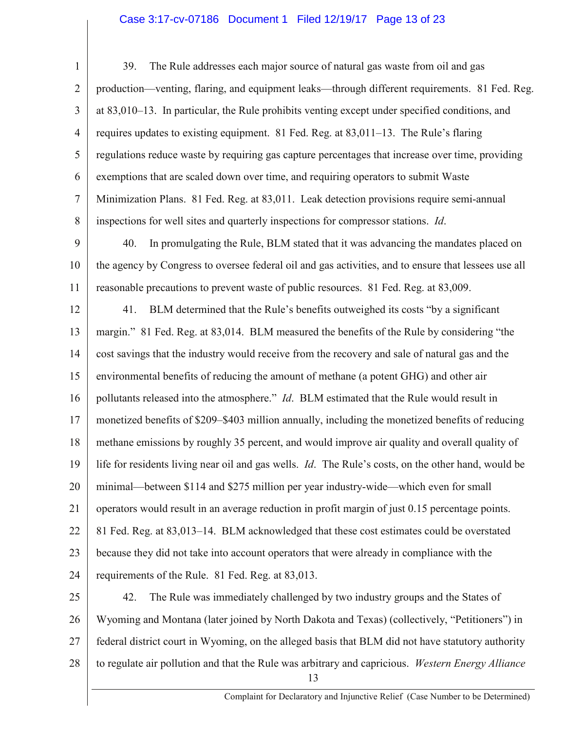39. The Rule addresses each major source of natural gas waste from oil and gas production—venting, flaring, and equipment leaks—through different requirements. 81 Fed. Reg. at 83,010–13. In particular, the Rule prohibits venting except under specified conditions, and requires updates to existing equipment. 81 Fed. Reg. at 83,011–13. The Rule's flaring regulations reduce waste by requiring gas capture percentages that increase over time, providing exemptions that are scaled down over time, and requiring operators to submit Waste Minimization Plans. 81 Fed. Reg. at 83,011. Leak detection provisions require semi-annual inspections for well sites and quarterly inspections for compressor stations. *Id*.

40. In promulgating the Rule, BLM stated that it was advancing the mandates placed on the agency by Congress to oversee federal oil and gas activities, and to ensure that lessees use all reasonable precautions to prevent waste of public resources. 81 Fed. Reg. at 83,009.

41. BLM determined that the Rule's benefits outweighed its costs "by a significant margin." 81 Fed. Reg. at 83,014. BLM measured the benefits of the Rule by considering "the cost savings that the industry would receive from the recovery and sale of natural gas and the environmental benefits of reducing the amount of methane (a potent GHG) and other air pollutants released into the atmosphere." *Id*. BLM estimated that the Rule would result in monetized benefits of $209–$403 million annually, including the monetized benefits of reducing methane emissions by roughly 35 percent, and would improve air quality and overall quality of life for residents living near oil and gas wells. *Id*. The Rule's costs, on the other hand, would be minimal—between $114 and $275 million per year industry-wide—which even for small operators would result in an average reduction in profit margin of just 0.15 percentage points. 81 Fed. Reg. at 83,013–14. BLM acknowledged that these cost estimates could be overstated because they did not take into account operators that were already in compliance with the requirements of the Rule. 81 Fed. Reg. at 83,013.

42. The Rule was immediately challenged by two industry groups and the States of Wyoming and Montana (later joined by North Dakota and Texas) (collectively, "Petitioners") in federal district court in Wyoming, on the alleged basis that BLM did not have statutory authority to regulate air pollution and that the Rule was arbitrary and capricious. *Western Energy Alliance*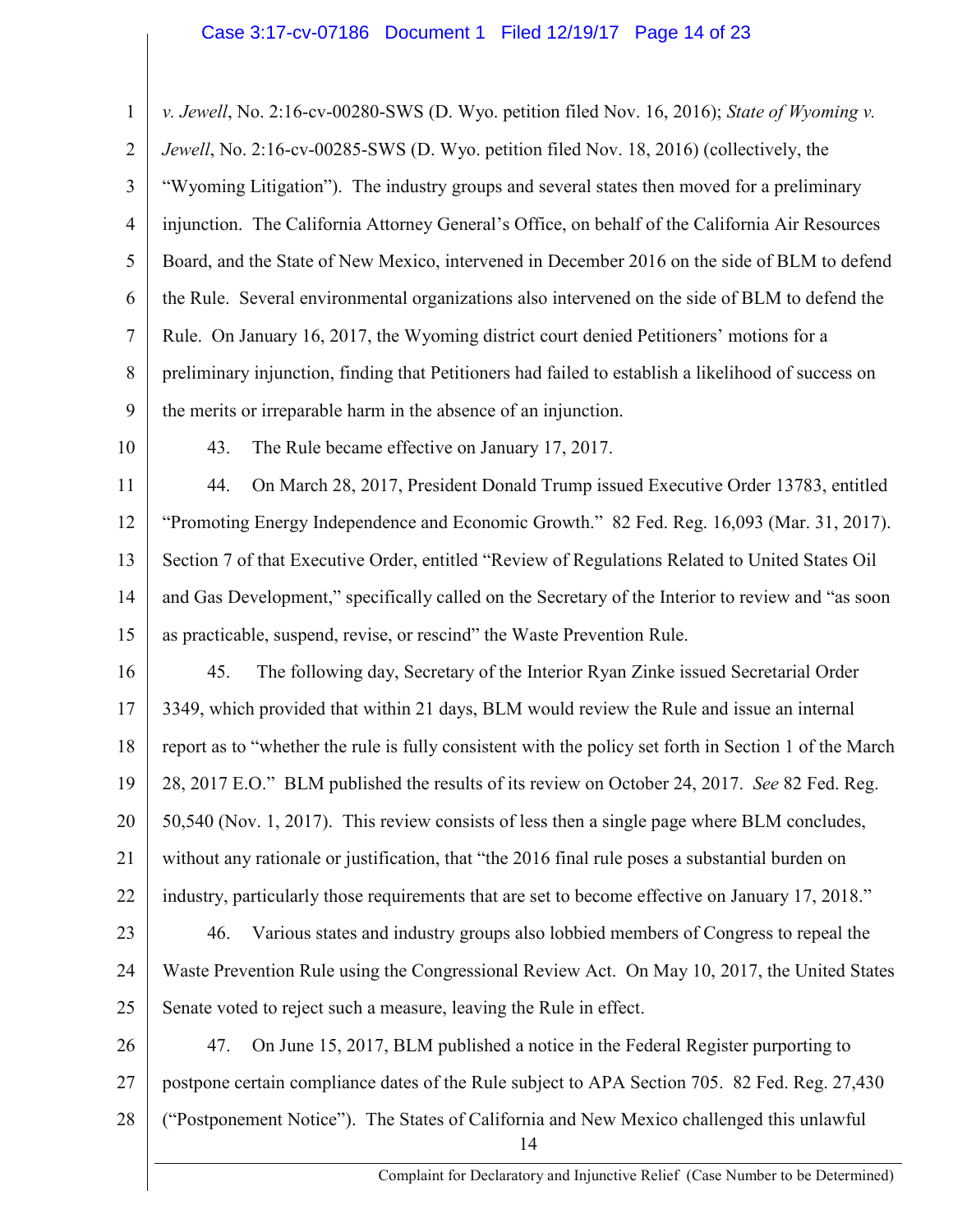*v. Jewell*, No. 2:16-cv-00280-SWS (D. Wyo. petition filed Nov. 16, 2016); *State of Wyoming v. Jewell*, No. 2:16-cv-00285-SWS (D. Wyo. petition filed Nov. 18, 2016) (collectively, the "Wyoming Litigation"). The industry groups and several states then moved for a preliminary injunction. The California Attorney General's Office, on behalf of the California Air Resources Board, and the State of New Mexico, intervened in December 2016 on the side of BLM to defend the Rule. Several environmental organizations also intervened on the side of BLM to defend the Rule. On January 16, 2017, the Wyoming district court denied Petitioners' motions for a preliminary injunction, finding that Petitioners had failed to establish a likelihood of success on the merits or irreparable harm in the absence of an injunction.

43. The Rule became effective on January 17, 2017.

44. On March 28, 2017, President Donald Trump issued Executive Order 13783, entitled "Promoting Energy Independence and Economic Growth." 82 Fed. Reg. 16,093 (Mar. 31, 2017). Section 7 of that Executive Order, entitled "Review of Regulations Related to United States Oil and Gas Development," specifically called on the Secretary of the Interior to review and "as soon as practicable, suspend, revise, or rescind" the Waste Prevention Rule.

45. The following day, Secretary of the Interior Ryan Zinke issued Secretarial Order 3349, which provided that within 21 days, BLM would review the Rule and issue an internal report as to "whether the rule is fully consistent with the policy set forth in Section 1 of the March 28, 2017 E.O." BLM published the results of its review on October 24, 2017. *See* 82 Fed. Reg. 50,540 (Nov. 1, 2017). This review consists of less then a single page where BLM concludes, without any rationale or justification, that "the 2016 final rule poses a substantial burden on industry, particularly those requirements that are set to become effective on January 17, 2018."

46. Various states and industry groups also lobbied members of Congress to repeal the Waste Prevention Rule using the Congressional Review Act. On May 10, 2017, the United States Senate voted to reject such a measure, leaving the Rule in effect.

47. On June 15, 2017, BLM published a notice in the Federal Register purporting to postpone certain compliance dates of the Rule subject to APA Section 705. 82 Fed. Reg. 27,430 ("Postponement Notice"). The States of California and New Mexico challenged this unlawful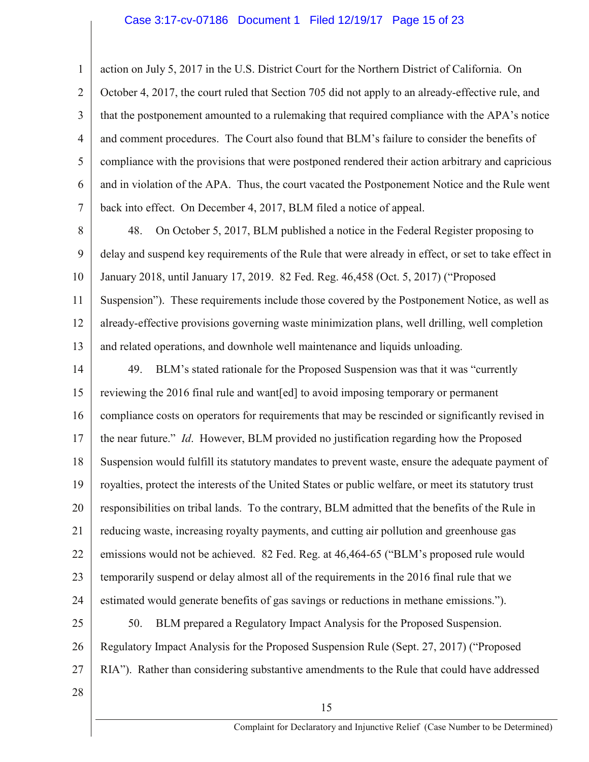action on July 5, 2017 in the U.S. District Court for the Northern District of California. On October 4, 2017, the court ruled that Section 705 did not apply to an already-effective rule, and that the postponement amounted to a rulemaking that required compliance with the APA's notice and comment procedures. The Court also found that BLM's failure to consider the benefits of compliance with the provisions that were postponed rendered their action arbitrary and capricious and in violation of the APA. Thus, the court vacated the Postponement Notice and the Rule went back into effect. On December 4, 2017, BLM filed a notice of appeal.

48. On October 5, 2017, BLM published a notice in the Federal Register proposing to delay and suspend key requirements of the Rule that were already in effect, or set to take effect in January 2018, until January 17, 2019. 82 Fed. Reg. 46,458 (Oct. 5, 2017) ("Proposed Suspension"). These requirements include those covered by the Postponement Notice, as well as already-effective provisions governing waste minimization plans, well drilling, well completion and related operations, and downhole well maintenance and liquids unloading.

49. BLM's stated rationale for the Proposed Suspension was that it was "currently reviewing the 2016 final rule and want[ed] to avoid imposing temporary or permanent compliance costs on operators for requirements that may be rescinded or significantly revised in the near future." *Id*. However, BLM provided no justification regarding how the Proposed Suspension would fulfill its statutory mandates to prevent waste, ensure the adequate payment of royalties, protect the interests of the United States or public welfare, or meet its statutory trust responsibilities on tribal lands. To the contrary, BLM admitted that the benefits of the Rule in reducing waste, increasing royalty payments, and cutting air pollution and greenhouse gas emissions would not be achieved. 82 Fed. Reg. at 46,464-65 ("BLM's proposed rule would temporarily suspend or delay almost all of the requirements in the 2016 final rule that we estimated would generate benefits of gas savings or reductions in methane emissions.").

50. BLM prepared a Regulatory Impact Analysis for the Proposed Suspension. Regulatory Impact Analysis for the Proposed Suspension Rule (Sept. 27, 2017) ("Proposed RIA"). Rather than considering substantive amendments to the Rule that could have addressed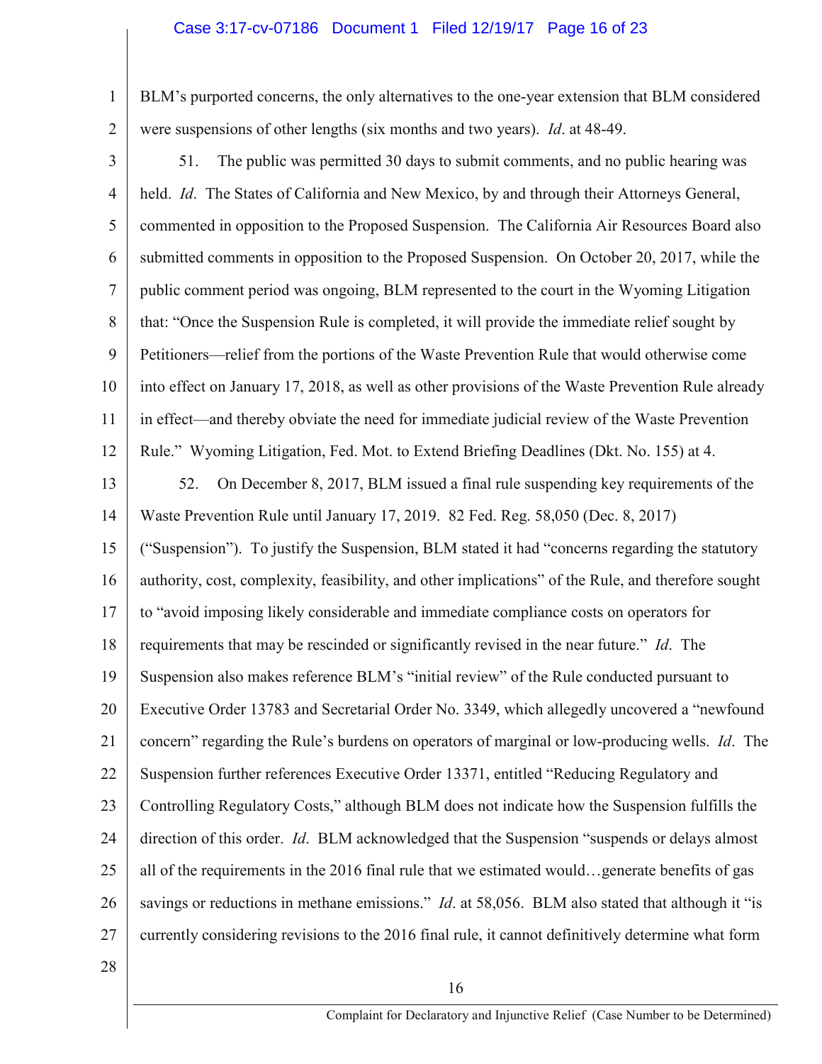BLM's purported concerns, the only alternatives to the one-year extension that BLM considered were suspensions of other lengths (six months and two years). *Id*. at 48-49.

51. The public was permitted 30 days to submit comments, and no public hearing was held. *Id*. The States of California and New Mexico, by and through their Attorneys General, commented in opposition to the Proposed Suspension. The California Air Resources Board also submitted comments in opposition to the Proposed Suspension. On October 20, 2017, while the public comment period was ongoing, BLM represented to the court in the Wyoming Litigation that: "Once the Suspension Rule is completed, it will provide the immediate relief sought by Petitioners—relief from the portions of the Waste Prevention Rule that would otherwise come into effect on January 17, 2018, as well as other provisions of the Waste Prevention Rule already in effect—and thereby obviate the need for immediate judicial review of the Waste Prevention Rule." Wyoming Litigation, Fed. Mot. to Extend Briefing Deadlines (Dkt. No. 155) at 4.

52. On December 8, 2017, BLM issued a final rule suspending key requirements of the Waste Prevention Rule until January 17, 2019. 82 Fed. Reg. 58,050 (Dec. 8, 2017) ("Suspension"). To justify the Suspension, BLM stated it had "concerns regarding the statutory authority, cost, complexity, feasibility, and other implications" of the Rule, and therefore sought to "avoid imposing likely considerable and immediate compliance costs on operators for requirements that may be rescinded or significantly revised in the near future." *Id*. The Suspension also makes reference BLM's "initial review" of the Rule conducted pursuant to Executive Order 13783 and Secretarial Order No. 3349, which allegedly uncovered a "newfound concern" regarding the Rule's burdens on operators of marginal or low-producing wells. *Id*. The Suspension further references Executive Order 13371, entitled "Reducing Regulatory and Controlling Regulatory Costs," although BLM does not indicate how the Suspension fulfills the direction of this order. *Id*. BLM acknowledged that the Suspension "suspends or delays almost all of the requirements in the 2016 final rule that we estimated would…generate benefits of gas savings or reductions in methane emissions." *Id*. at 58,056. BLM also stated that although it "is currently considering revisions to the 2016 final rule, it cannot definitively determine what form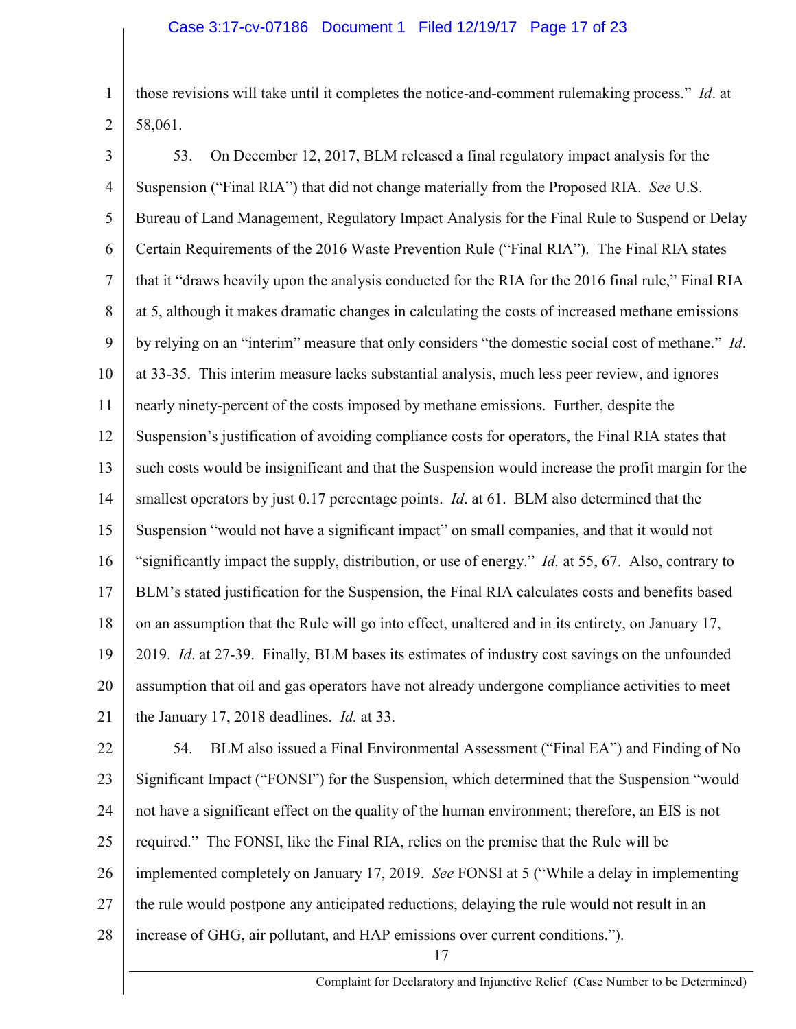those revisions will take until it completes the notice-and-comment rulemaking process." *Id*. at 58,061.

53. On December 12, 2017, BLM released a final regulatory impact analysis for the Suspension ("Final RIA") that did not change materially from the Proposed RIA. *See* U.S. Bureau of Land Management, Regulatory Impact Analysis for the Final Rule to Suspend or Delay Certain Requirements of the 2016 Waste Prevention Rule ("Final RIA"). The Final RIA states that it "draws heavily upon the analysis conducted for the RIA for the 2016 final rule," Final RIA at 5, although it makes dramatic changes in calculating the costs of increased methane emissions by relying on an "interim" measure that only considers "the domestic social cost of methane." *Id*. at 33-35. This interim measure lacks substantial analysis, much less peer review, and ignores nearly ninety-percent of the costs imposed by methane emissions. Further, despite the Suspension's justification of avoiding compliance costs for operators, the Final RIA states that such costs would be insignificant and that the Suspension would increase the profit margin for the smallest operators by just 0.17 percentage points. *Id*. at 61. BLM also determined that the Suspension "would not have a significant impact" on small companies, and that it would not "significantly impact the supply, distribution, or use of energy." *Id.* at 55, 67. Also, contrary to BLM's stated justification for the Suspension, the Final RIA calculates costs and benefits based on an assumption that the Rule will go into effect, unaltered and in its entirety, on January 17, 2019. *Id*. at 27-39. Finally, BLM bases its estimates of industry cost savings on the unfounded assumption that oil and gas operators have not already undergone compliance activities to meet the January 17, 2018 deadlines. *Id.* at 33.

54. BLM also issued a Final Environmental Assessment ("Final EA") and Finding of No Significant Impact ("FONSI") for the Suspension, which determined that the Suspension "would not have a significant effect on the quality of the human environment; therefore, an EIS is not required." The FONSI, like the Final RIA, relies on the premise that the Rule will be implemented completely on January 17, 2019. *See* FONSI at 5 ("While a delay in implementing the rule would postpone any anticipated reductions, delaying the rule would not result in an increase of GHG, air pollutant, and HAP emissions over current conditions.").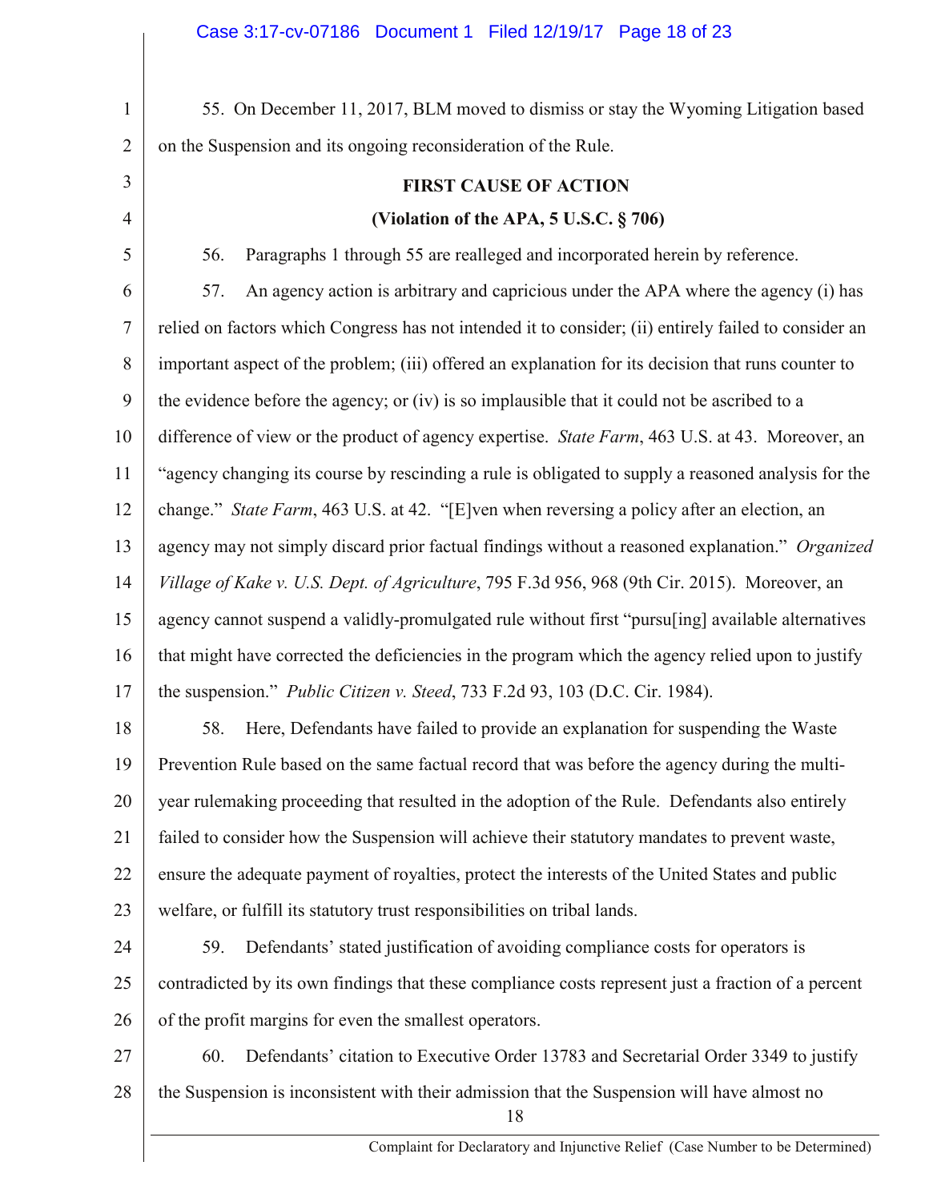55. On December 11, 2017, BLM moved to dismiss or stay the Wyoming Litigation based on the Suspension and its ongoing reconsideration of the Rule.

**FIRST CAUSE OF ACTION**

**(Violation of the APA, 5 U.S.C. § 706)**

56. Paragraphs 1 through 55 are realleged and incorporated herein by reference.

57. An agency action is arbitrary and capricious under the APA where the agency (i) has relied on factors which Congress has not intended it to consider; (ii) entirely failed to consider an important aspect of the problem; (iii) offered an explanation for its decision that runs counter to the evidence before the agency; or (iv) is so implausible that it could not be ascribed to a difference of view or the product of agency expertise. *State Farm*, 463 U.S. at 43. Moreover, an "agency changing its course by rescinding a rule is obligated to supply a reasoned analysis for the change." *State Farm*, 463 U.S. at 42. "[E]ven when reversing a policy after an election, an agency may not simply discard prior factual findings without a reasoned explanation." *Organized Village of Kake v. U.S. Dept. of Agriculture*, 795 F.3d 956, 968 (9th Cir. 2015). Moreover, an agency cannot suspend a validly-promulgated rule without first "pursu[ing] available alternatives that might have corrected the deficiencies in the program which the agency relied upon to justify the suspension." *Public Citizen v. Steed*, 733 F.2d 93, 103 (D.C. Cir. 1984).

58. Here, Defendants have failed to provide an explanation for suspending the Waste Prevention Rule based on the same factual record that was before the agency during the multi-year rulemaking proceeding that resulted in the adoption of the Rule. Defendants also entirely failed to consider how the Suspension will achieve their statutory mandates to prevent waste, ensure the adequate payment of royalties, protect the interests of the United States and public welfare, or fulfill its statutory trust responsibilities on tribal lands.

59. Defendants' stated justification of avoiding compliance costs for operators is contradicted by its own findings that these compliance costs represent just a fraction of a percent of the profit margins for even the smallest operators.

60. Defendants' citation to Executive Order 13783 and Secretarial Order 3349 to justify the Suspension is inconsistent with their admission that the Suspension will have almost no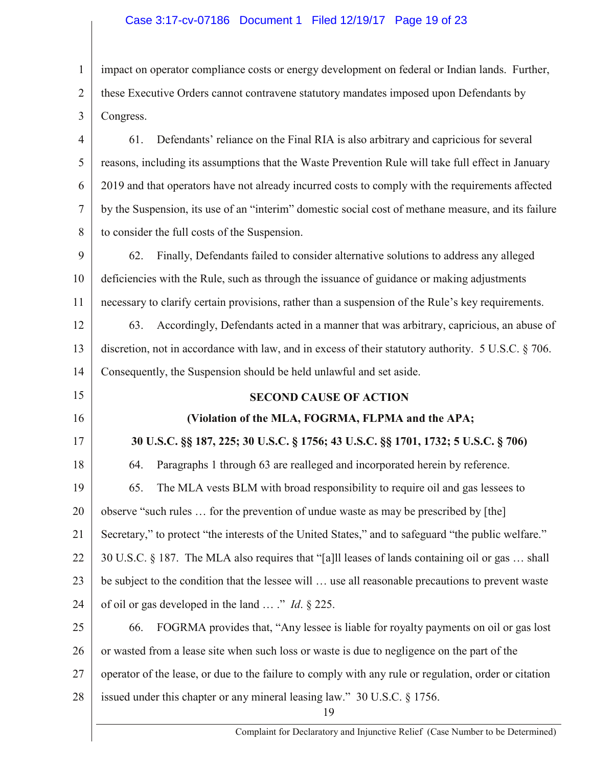impact on operator compliance costs or energy development on federal or Indian lands. Further, these Executive Orders cannot contravene statutory mandates imposed upon Defendants by Congress.

61. Defendants' reliance on the Final RIA is also arbitrary and capricious for several reasons, including its assumptions that the Waste Prevention Rule will take full effect in January 2019 and that operators have not already incurred costs to comply with the requirements affected by the Suspension, its use of an "interim" domestic social cost of methane measure, and its failure to consider the full costs of the Suspension.

62. Finally, Defendants failed to consider alternative solutions to address any alleged deficiencies with the Rule, such as through the issuance of guidance or making adjustments necessary to clarify certain provisions, rather than a suspension of the Rule's key requirements.

63. Accordingly, Defendants acted in a manner that was arbitrary, capricious, an abuse of discretion, not in accordance with law, and in excess of their statutory authority. 5 U.S.C. § 706. Consequently, the Suspension should be held unlawful and set aside.

## SECOND CAUSE OF ACTION

**(Violation of the MLA, FOGRMA, FLPMA and the APA;**

**30 U.S.C. §§ 187, 225; 30 U.S.C. § 1756; 43 U.S.C. §§ 1701, 1732; 5 U.S.C. § 706)**

64. Paragraphs 1 through 63 are realleged and incorporated herein by reference.

65. The MLA vests BLM with broad responsibility to require oil and gas lessees to observe "such rules … for the prevention of undue waste as may be prescribed by [the] Secretary," to protect "the interests of the United States," and to safeguard "the public welfare." 30 U.S.C. § 187. The MLA also requires that "[a]ll leases of lands containing oil or gas … shall be subject to the condition that the lessee will … use all reasonable precautions to prevent waste of oil or gas developed in the land … ." *Id*. § 225.

66. FOGRMA provides that, "Any lessee is liable for royalty payments on oil or gas lost or wasted from a lease site when such loss or waste is due to negligence on the part of the operator of the lease, or due to the failure to comply with any rule or regulation, order or citation issued under this chapter or any mineral leasing law." 30 U.S.C. § 1756.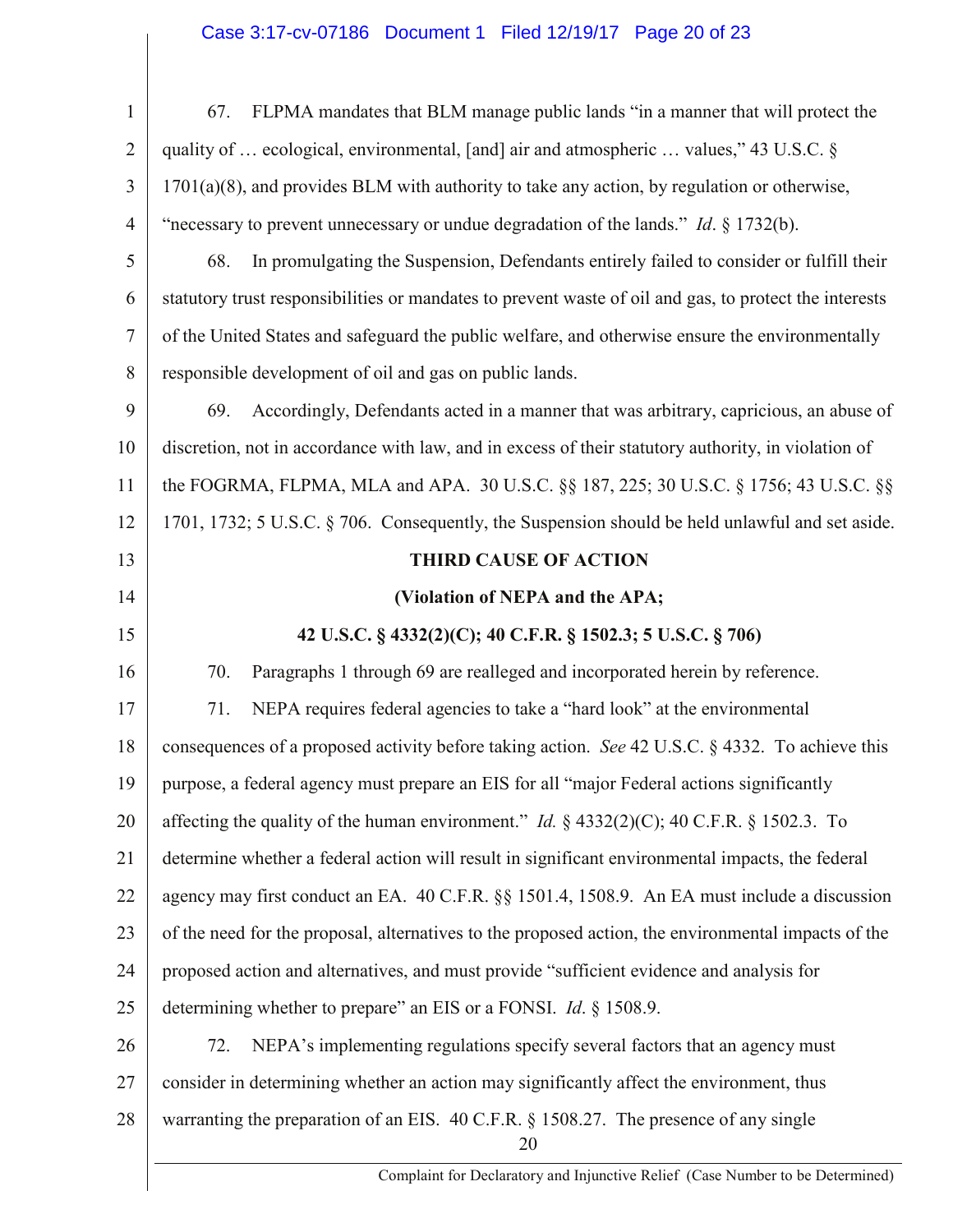67. FLPMA mandates that BLM manage public lands "in a manner that will protect the quality of … ecological, environmental, [and] air and atmospheric … values," 43 U.S.C. § 1701(a)(8), and provides BLM with authority to take any action, by regulation or otherwise, "necessary to prevent unnecessary or undue degradation of the lands." *Id*. § 1732(b).

68. In promulgating the Suspension, Defendants entirely failed to consider or fulfill their statutory trust responsibilities or mandates to prevent waste of oil and gas, to protect the interests of the United States and safeguard the public welfare, and otherwise ensure the environmentally responsible development of oil and gas on public lands.

69. Accordingly, Defendants acted in a manner that was arbitrary, capricious, an abuse of discretion, not in accordance with law, and in excess of their statutory authority, in violation of the FOGRMA, FLPMA, MLA and APA. 30 U.S.C. §§ 187, 225; 30 U.S.C. § 1756; 43 U.S.C. §§ 1701, 1732; 5 U.S.C. § 706. Consequently, the Suspension should be held unlawful and set aside.

**THIRD CAUSE OF ACTION**

**(Violation of NEPA and the APA;**

**42 U.S.C. § 4332(2)(C); 40 C.F.R. § 1502.3; 5 U.S.C. § 706)**

70. Paragraphs 1 through 69 are realleged and incorporated herein by reference.

71. NEPA requires federal agencies to take a "hard look" at the environmental consequences of a proposed activity before taking action. *See* 42 U.S.C. § 4332. To achieve this purpose, a federal agency must prepare an EIS for all "major Federal actions significantly affecting the quality of the human environment." *Id.* § 4332(2)(C); 40 C.F.R. § 1502.3. To determine whether a federal action will result in significant environmental impacts, the federal agency may first conduct an EA. 40 C.F.R. §§ 1501.4, 1508.9. An EA must include a discussion of the need for the proposal, alternatives to the proposed action, the environmental impacts of the proposed action and alternatives, and must provide "sufficient evidence and analysis for determining whether to prepare" an EIS or a FONSI. *Id*. § 1508.9.

72. NEPA's implementing regulations specify several factors that an agency must consider in determining whether an action may significantly affect the environment, thus warranting the preparation of an EIS. 40 C.F.R. § 1508.27. The presence of any single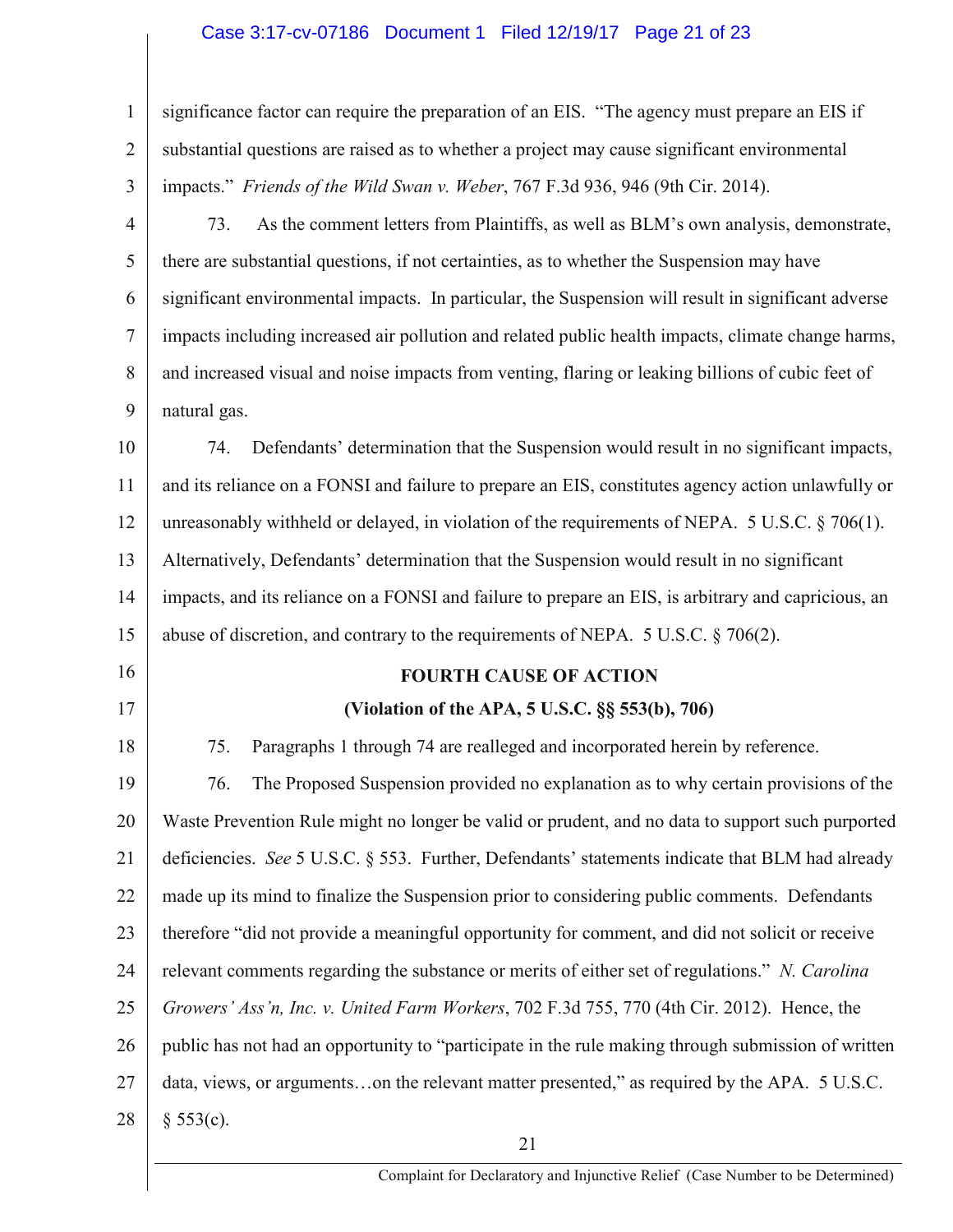significance factor can require the preparation of an EIS. "The agency must prepare an EIS if substantial questions are raised as to whether a project may cause significant environmental impacts." *Friends of the Wild Swan v. Weber*, 767 F.3d 936, 946 (9th Cir. 2014).

73. As the comment letters from Plaintiffs, as well as BLM's own analysis, demonstrate, there are substantial questions, if not certainties, as to whether the Suspension may have significant environmental impacts. In particular, the Suspension will result in significant adverse impacts including increased air pollution and related public health impacts, climate change harms, and increased visual and noise impacts from venting, flaring or leaking billions of cubic feet of natural gas.

74. Defendants' determination that the Suspension would result in no significant impacts, and its reliance on a FONSI and failure to prepare an EIS, constitutes agency action unlawfully or unreasonably withheld or delayed, in violation of the requirements of NEPA. 5 U.S.C. § 706(1). Alternatively, Defendants' determination that the Suspension would result in no significant impacts, and its reliance on a FONSI and failure to prepare an EIS, is arbitrary and capricious, an abuse of discretion, and contrary to the requirements of NEPA. 5 U.S.C. § 706(2).

## FOURTH CAUSE OF ACTION

### (Violation of the APA, 5 U.S.C. §§ 553(b), 706)

75. Paragraphs 1 through 74 are realleged and incorporated herein by reference.

76. The Proposed Suspension provided no explanation as to why certain provisions of the Waste Prevention Rule might no longer be valid or prudent, and no data to support such purported deficiencies. *See* 5 U.S.C. § 553. Further, Defendants' statements indicate that BLM had already made up its mind to finalize the Suspension prior to considering public comments. Defendants therefore "did not provide a meaningful opportunity for comment, and did not solicit or receive relevant comments regarding the substance or merits of either set of regulations." *N. Carolina Growers' Ass'n, Inc. v. United Farm Workers*, 702 F.3d 755, 770 (4th Cir. 2012). Hence, the public has not had an opportunity to "participate in the rule making through submission of written data, views, or arguments…on the relevant matter presented," as required by the APA. 5 U.S.C. § 553(c).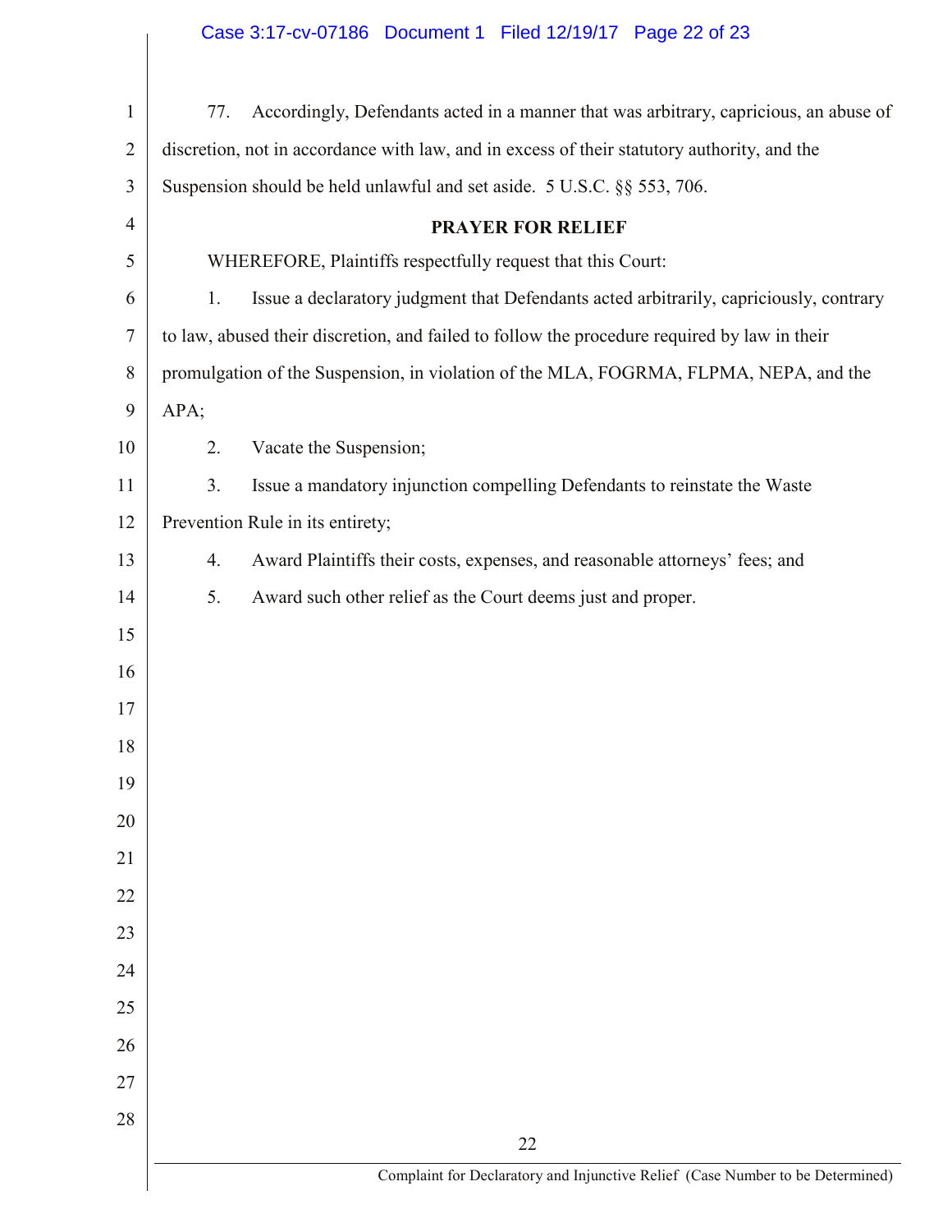77. Accordingly, Defendants acted in a manner that was arbitrary, capricious, an abuse of discretion, not in accordance with law, and in excess of their statutory authority, and the Suspension should be held unlawful and set aside. 5 U.S.C. §§ 553, 706.

**PRAYER FOR RELIEF**

WHEREFORE, Plaintiffs respectfully request that this Court:

1. Issue a declaratory judgment that Defendants acted arbitrarily, capriciously, contrary to law, abused their discretion, and failed to follow the procedure required by law in their promulgation of the Suspension, in violation of the MLA, FOGRMA, FLPMA, NEPA, and the APA;

2. Vacate the Suspension;

3. Issue a mandatory injunction compelling Defendants to reinstate the Waste Prevention Rule in its entirety;

4. Award Plaintiffs their costs, expenses, and reasonable attorneys' fees; and

5. Award such other relief as the Court deems just and proper.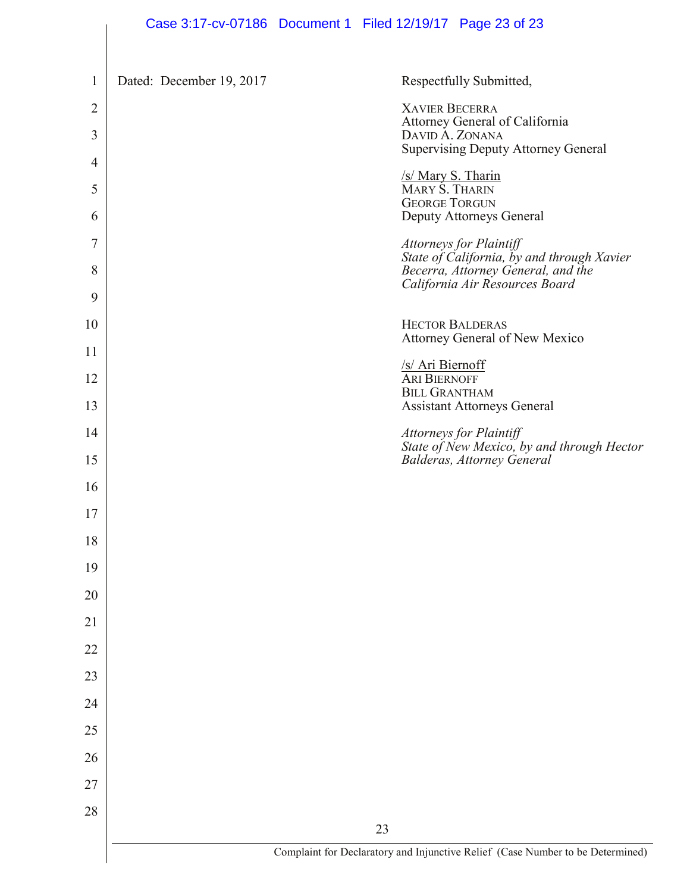Dated: December 19, 2017

Respectfully Submitted,

XAVIER BECERRA
Attorney General of California
DAVID A. ZONANA
Supervising Deputy Attorney General

/s/ Mary S. Tharin
MARY S. THARIN
GEORGE TORGUN
Deputy Attorneys General

*Attorneys for Plaintiff State of California, by and through Xavier Becerra, Attorney General, and the California Air Resources Board*

HECTOR BALDERAS
Attorney General of New Mexico

/s/ Ari Biernoff
ARI BIERNOFF
BILL GRANTHAM
Assistant Attorneys General

*Attorneys for Plaintiff State of New Mexico, by and through Hector Balderas, Attorney General*